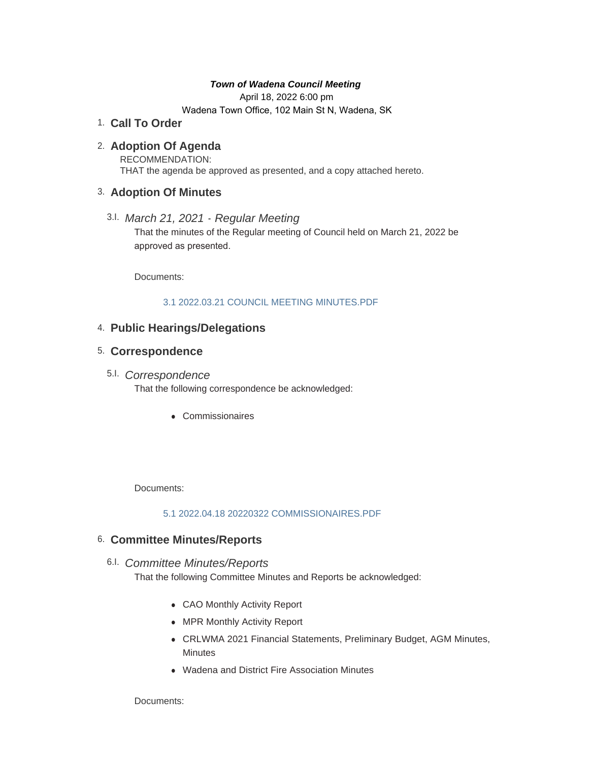***Town of Wadena Council Meeting***

April 18, 2022 6:00 pm

Wadena Town Office, 102 Main St N, Wadena, SK

## 1. Call To Order

## 2. Adoption Of Agenda

RECOMMENDATION:
THAT the agenda be approved as presented, and a copy attached hereto.

## 3. Adoption Of Minutes

### 3.I. *March 21, 2021 - Regular Meeting*

That the minutes of the Regular meeting of Council held on March 21, 2022 be approved as presented.

Documents:

3.1 2022.03.21 COUNCIL MEETING MINUTES.PDF

## 4. Public Hearings/Delegations

## 5. Correspondence

### 5.I. *Correspondence*

That the following correspondence be acknowledged:

- Commissionaires

Documents:

5.1 2022.04.18 20220322 COMMISSIONAIRES.PDF

## 6. Committee Minutes/Reports

### 6.I. *Committee Minutes/Reports*

That the following Committee Minutes and Reports be acknowledged:

- CAO Monthly Activity Report
- MPR Monthly Activity Report
- CRLWMA 2021 Financial Statements, Preliminary Budget, AGM Minutes, Minutes
- Wadena and District Fire Association Minutes

Documents: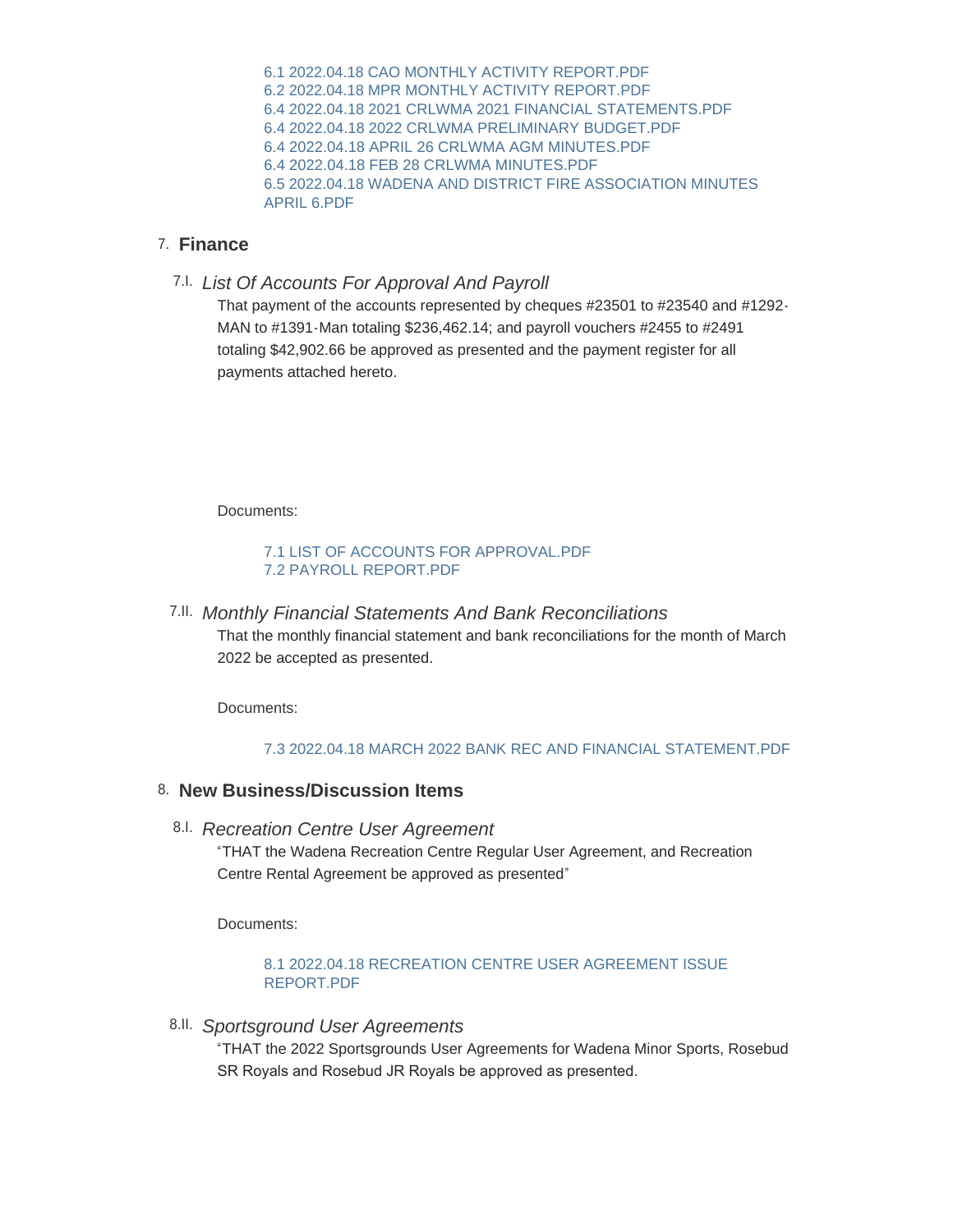6.1 2022.04.18 CAO MONTHLY ACTIVITY REPORT.PDF
6.2 2022.04.18 MPR MONTHLY ACTIVITY REPORT.PDF
6.4 2022.04.18 2021 CRLWMA 2021 FINANCIAL STATEMENTS.PDF
6.4 2022.04.18 2022 CRLWMA PRELIMINARY BUDGET.PDF
6.4 2022.04.18 APRIL 26 CRLWMA AGM MINUTES.PDF
6.4 2022.04.18 FEB 28 CRLWMA MINUTES.PDF
6.5 2022.04.18 WADENA AND DISTRICT FIRE ASSOCIATION MINUTES APRIL 6.PDF

## 7. Finance

### 7.I. *List Of Accounts For Approval And Payroll*

That payment of the accounts represented by cheques #23501 to #23540 and #1292-MAN to #1391-Man totaling $236,462.14; and payroll vouchers #2455 to #2491 totaling $42,902.66 be approved as presented and the payment register for all payments attached hereto.

Documents:

7.1 LIST OF ACCOUNTS FOR APPROVAL.PDF
7.2 PAYROLL REPORT.PDF

### 7.II. *Monthly Financial Statements And Bank Reconciliations*

That the monthly financial statement and bank reconciliations for the month of March 2022 be accepted as presented.

Documents:

7.3 2022.04.18 MARCH 2022 BANK REC AND FINANCIAL STATEMENT.PDF

## 8. New Business/Discussion Items

### 8.I. *Recreation Centre User Agreement*

"THAT the Wadena Recreation Centre Regular User Agreement, and Recreation Centre Rental Agreement be approved as presented"

Documents:

8.1 2022.04.18 RECREATION CENTRE USER AGREEMENT ISSUE REPORT.PDF

### 8.II. *Sportsground User Agreements*

"THAT the 2022 Sportsgrounds User Agreements for Wadena Minor Sports, Rosebud SR Royals and Rosebud JR Royals be approved as presented.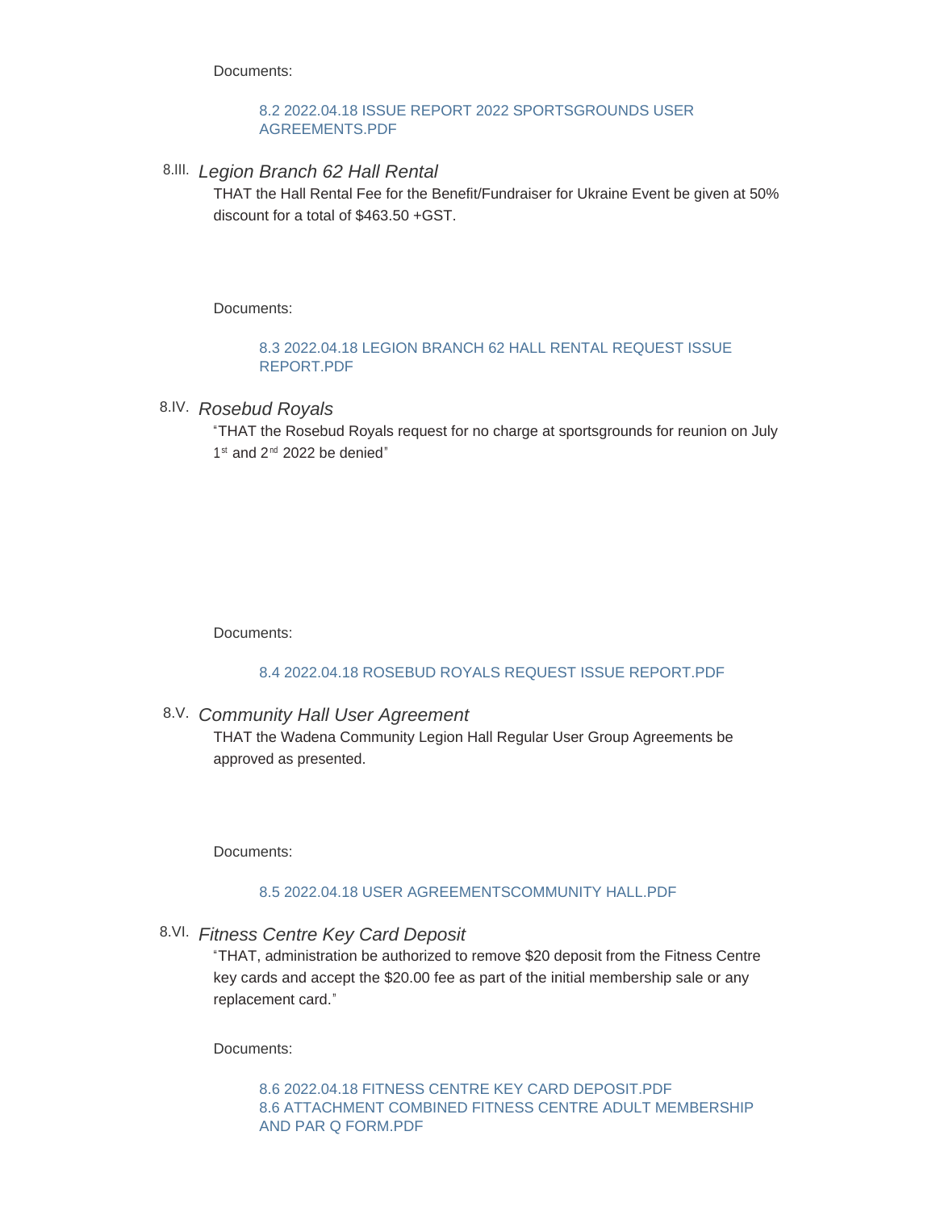Documents:

8.2 2022.04.18 ISSUE REPORT 2022 SPORTSGROUNDS USER AGREEMENTS.PDF

### 8.III. *Legion Branch 62 Hall Rental*

THAT the Hall Rental Fee for the Benefit/Fundraiser for Ukraine Event be given at 50% discount for a total of $463.50 +GST.

Documents:

8.3 2022.04.18 LEGION BRANCH 62 HALL RENTAL REQUEST ISSUE REPORT.PDF

### 8.IV. *Rosebud Royals*

"THAT the Rosebud Royals request for no charge at sportsgrounds for reunion on July 1st and 2nd 2022 be denied"

Documents:

8.4 2022.04.18 ROSEBUD ROYALS REQUEST ISSUE REPORT.PDF

### 8.V. *Community Hall User Agreement*

THAT the Wadena Community Legion Hall Regular User Group Agreements be approved as presented.

Documents:

8.5 2022.04.18 USER AGREEMENTSCOMMUNITY HALL.PDF

### 8.VI. *Fitness Centre Key Card Deposit*

"THAT, administration be authorized to remove $20 deposit from the Fitness Centre key cards and accept the $20.00 fee as part of the initial membership sale or any replacement card."

Documents:

8.6 2022.04.18 FITNESS CENTRE KEY CARD DEPOSIT.PDF
8.6 ATTACHMENT COMBINED FITNESS CENTRE ADULT MEMBERSHIP AND PAR Q FORM.PDF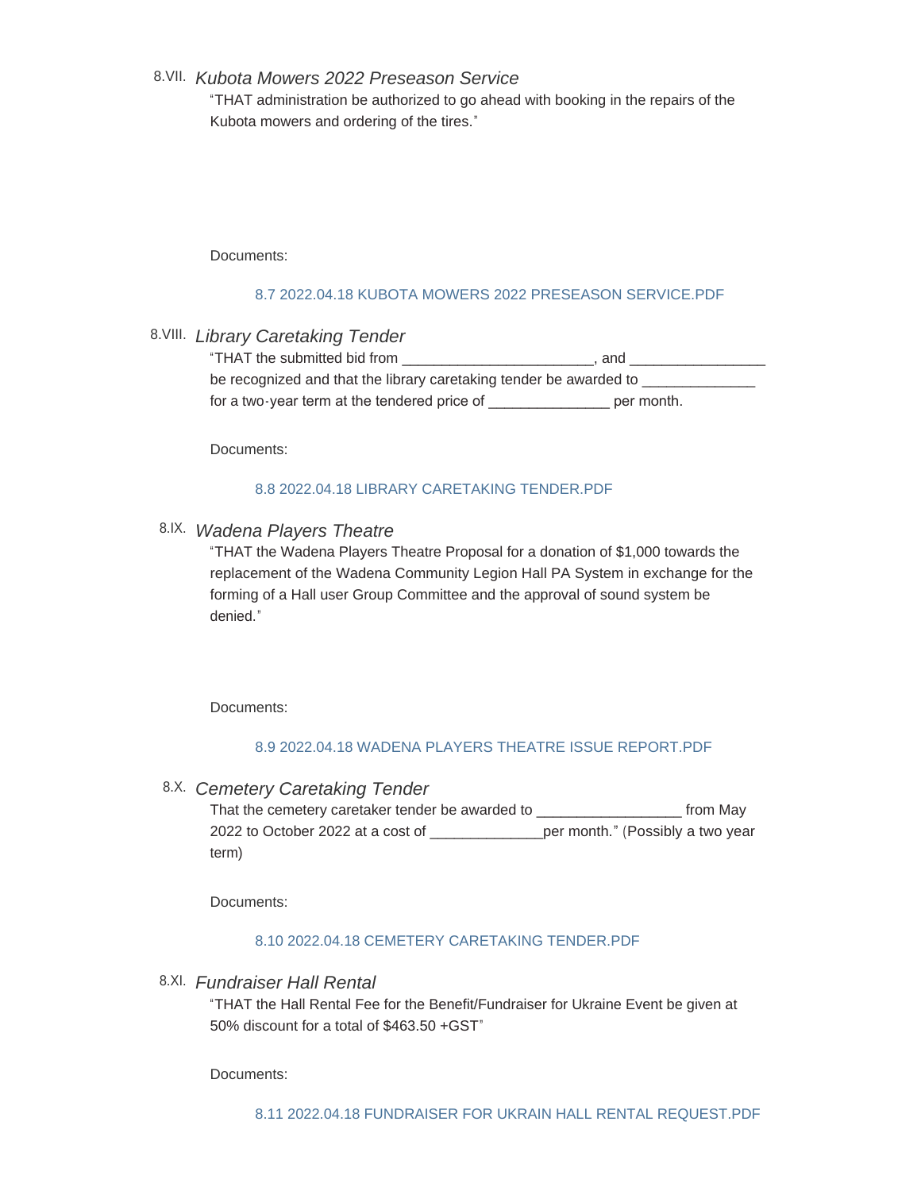### 8.VII. *Kubota Mowers 2022 Preseason Service*

"THAT administration be authorized to go ahead with booking in the repairs of the Kubota mowers and ordering of the tires."

Documents:

8.7 2022.04.18 KUBOTA MOWERS 2022 PRESEASON SERVICE.PDF

### 8.VIII. *Library Caretaking Tender*

"THAT the submitted bid from ________________________, and _________________ be recognized and that the library caretaking tender be awarded to ______________ for a two-year term at the tendered price of _______________ per month.

Documents:

8.8 2022.04.18 LIBRARY CARETAKING TENDER.PDF

### 8.IX. *Wadena Players Theatre*

"THAT the Wadena Players Theatre Proposal for a donation of $1,000 towards the replacement of the Wadena Community Legion Hall PA System in exchange for the forming of a Hall user Group Committee and the approval of sound system be denied."

Documents:

8.9 2022.04.18 WADENA PLAYERS THEATRE ISSUE REPORT.PDF

### 8.X. *Cemetery Caretaking Tender*

That the cemetery caretaker tender be awarded to __________________ from May 2022 to October 2022 at a cost of ______________per month." (Possibly a two year term)

Documents:

8.10 2022.04.18 CEMETERY CARETAKING TENDER.PDF

### 8.XI. *Fundraiser Hall Rental*

"THAT the Hall Rental Fee for the Benefit/Fundraiser for Ukraine Event be given at 50% discount for a total of $463.50 +GST"

Documents:

8.11 2022.04.18 FUNDRAISER FOR UKRAIN HALL RENTAL REQUEST.PDF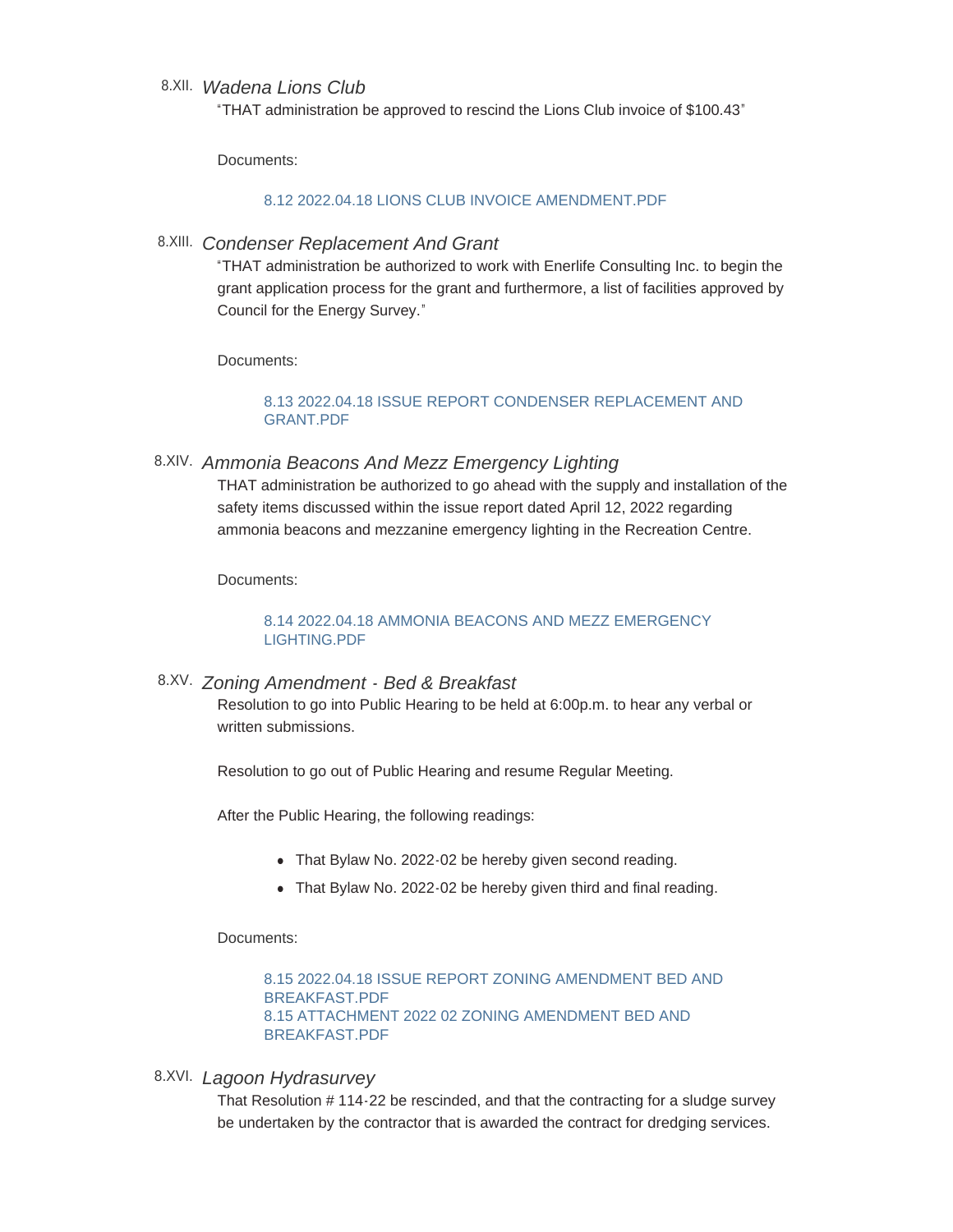8.XII. *Wadena Lions Club*

"THAT administration be approved to rescind the Lions Club invoice of $100.43"

Documents:

8.12 2022.04.18 LIONS CLUB INVOICE AMENDMENT.PDF

8.XIII. *Condenser Replacement And Grant*

"THAT administration be authorized to work with Enerlife Consulting Inc. to begin the grant application process for the grant and furthermore, a list of facilities approved by Council for the Energy Survey."

Documents:

8.13 2022.04.18 ISSUE REPORT CONDENSER REPLACEMENT AND GRANT.PDF

8.XIV. *Ammonia Beacons And Mezz Emergency Lighting*

THAT administration be authorized to go ahead with the supply and installation of the safety items discussed within the issue report dated April 12, 2022 regarding ammonia beacons and mezzanine emergency lighting in the Recreation Centre.

Documents:

8.14 2022.04.18 AMMONIA BEACONS AND MEZZ EMERGENCY LIGHTING.PDF

8.XV. *Zoning Amendment - Bed & Breakfast*

Resolution to go into Public Hearing to be held at 6:00p.m. to hear any verbal or written submissions.

Resolution to go out of Public Hearing and resume Regular Meeting.

After the Public Hearing, the following readings:

- That Bylaw No. 2022-02 be hereby given second reading.
- That Bylaw No. 2022-02 be hereby given third and final reading.

Documents:

8.15 2022.04.18 ISSUE REPORT ZONING AMENDMENT BED AND BREAKFAST.PDF
8.15 ATTACHMENT 2022 02 ZONING AMENDMENT BED AND BREAKFAST.PDF

8.XVI. *Lagoon Hydrasurvey*

That Resolution # 114-22 be rescinded, and that the contracting for a sludge survey be undertaken by the contractor that is awarded the contract for dredging services.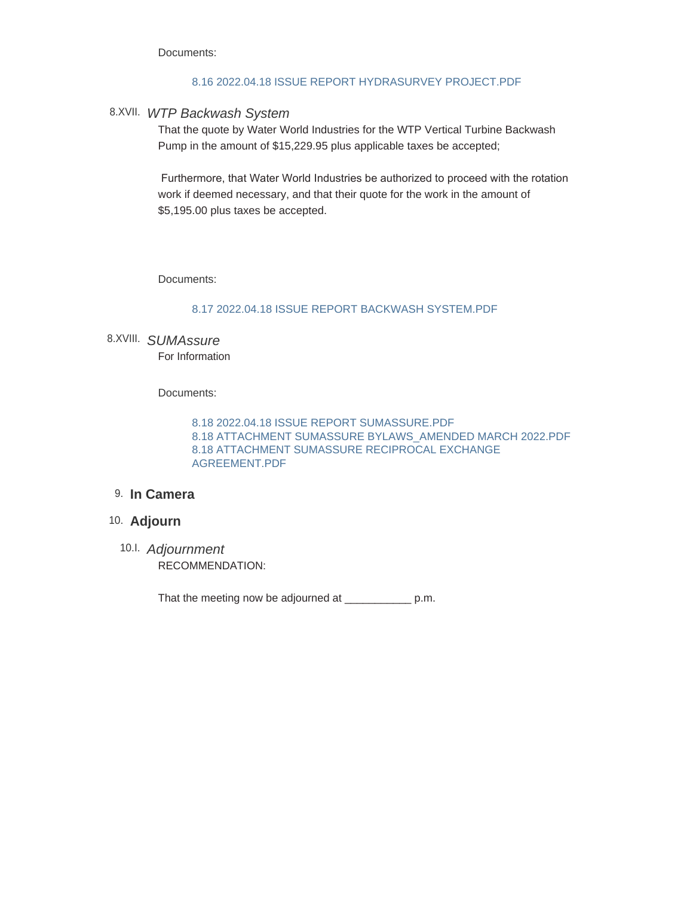Documents:

8.16 2022.04.18 ISSUE REPORT HYDRASURVEY PROJECT.PDF

### 8.XVII. *WTP Backwash System*

That the quote by Water World Industries for the WTP Vertical Turbine Backwash Pump in the amount of $15,229.95 plus applicable taxes be accepted;

Furthermore, that Water World Industries be authorized to proceed with the rotation work if deemed necessary, and that their quote for the work in the amount of $5,195.00 plus taxes be accepted.

Documents:

8.17 2022.04.18 ISSUE REPORT BACKWASH SYSTEM.PDF

### 8.XVIII. *SUMAssure*

For Information

Documents:

8.18 2022.04.18 ISSUE REPORT SUMASSURE.PDF
8.18 ATTACHMENT SUMASSURE BYLAWS_AMENDED MARCH 2022.PDF
8.18 ATTACHMENT SUMASSURE RECIPROCAL EXCHANGE AGREEMENT.PDF

## 9. In Camera

## 10. Adjourn

### 10.I. *Adjournment*

RECOMMENDATION:

That the meeting now be adjourned at ___________ p.m.